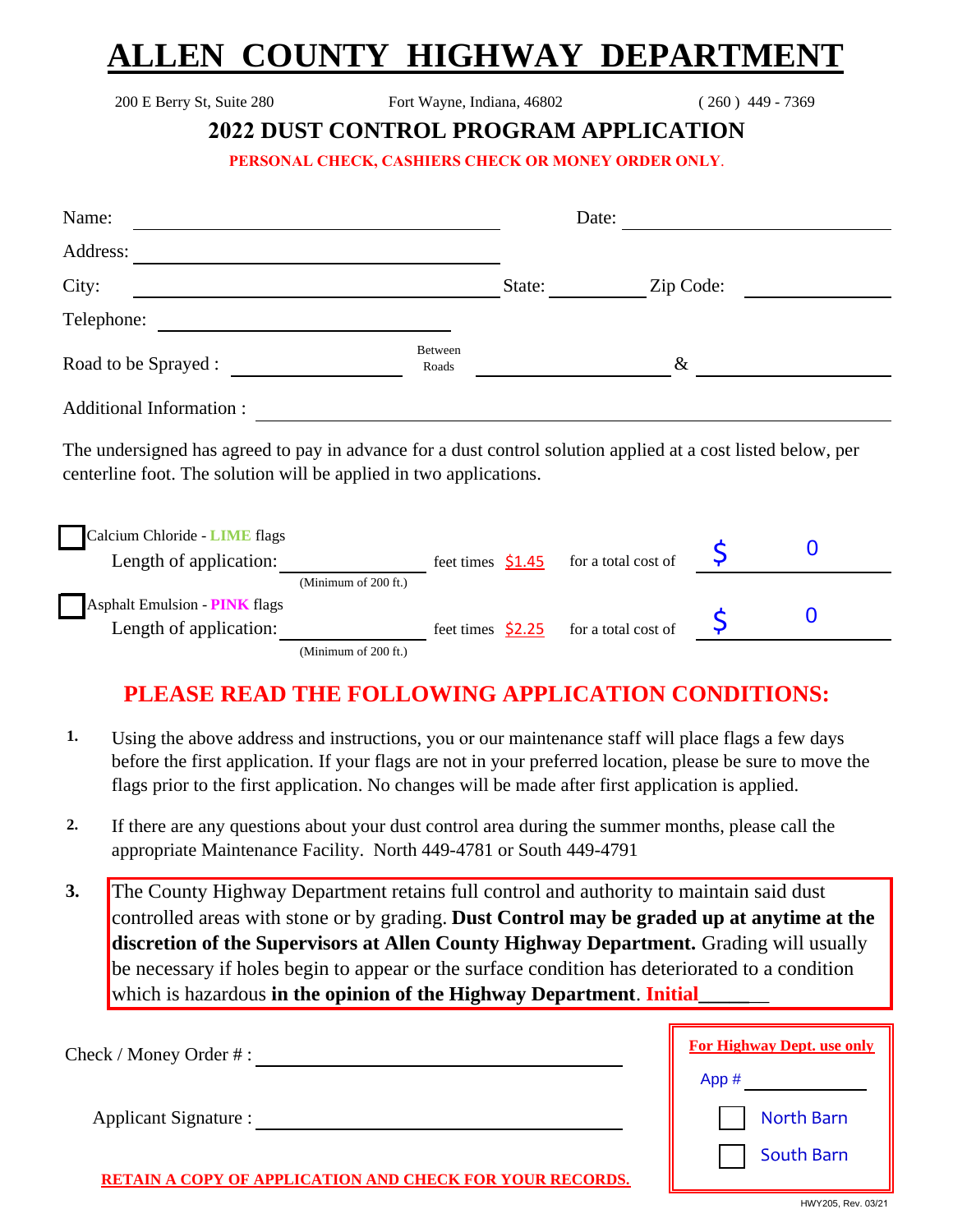# ALLEN COUNTY HIGHWAY DEPARTMENT

200 E Berry St, Suite 280 Fort Wayne, Indiana, 46802 ( 260 ) 449 - 7369

## 2022 DUST CONTROL PROGRAM APPLICATION

**PERSONAL CHECK, CASHIERS CHECK OR MONEY ORDER ONLY.**

Name: ______________________ Date: ______________________

Address: ______________________

City: ______________________ State: __________ Zip Code: __________

Telephone: ______________________

Road to be Sprayed : ______________ Between Roads ______________ & ______________

Additional Information : ______________________________________________

The undersigned has agreed to pay in advance for a dust control solution applied at a cost listed below, per centerline foot. The solution will be applied in two applications.

☐ Calcium Chloride - LIME flags
Length of application: ______________ feet times $1.45 for a total cost of $ 0
(Minimum of 200 ft.)

☐ Asphalt Emulsion - PINK flags
Length of application: ______________ feet times $2.25 for a total cost of $ 0
(Minimum of 200 ft.)

## PLEASE READ THE FOLLOWING APPLICATION CONDITIONS:

1. Using the above address and instructions, you or our maintenance staff will place flags a few days before the first application. If your flags are not in your preferred location, please be sure to move the flags prior to the first application. No changes will be made after first application is applied.

2. If there are any questions about your dust control area during the summer months, please call the appropriate Maintenance Facility. North 449-4781 or South 449-4791

3. The County Highway Department retains full control and authority to maintain said dust controlled areas with stone or by grading. **Dust Control may be graded up at anytime at the discretion of the Supervisors at Allen County Highway Department.** Grading will usually be necessary if holes begin to appear or the surface condition has deteriorated to a condition which is hazardous **in the opinion of the Highway Department**. **Initial**_______

Check / Money Order # : ______________________

Applicant Signature : ______________________

**RETAIN A COPY OF APPLICATION AND CHECK FOR YOUR RECORDS.**

**For Highway Dept. use only**

App # __________

☐ North Barn

☐ South Barn

HWY205, Rev. 03/21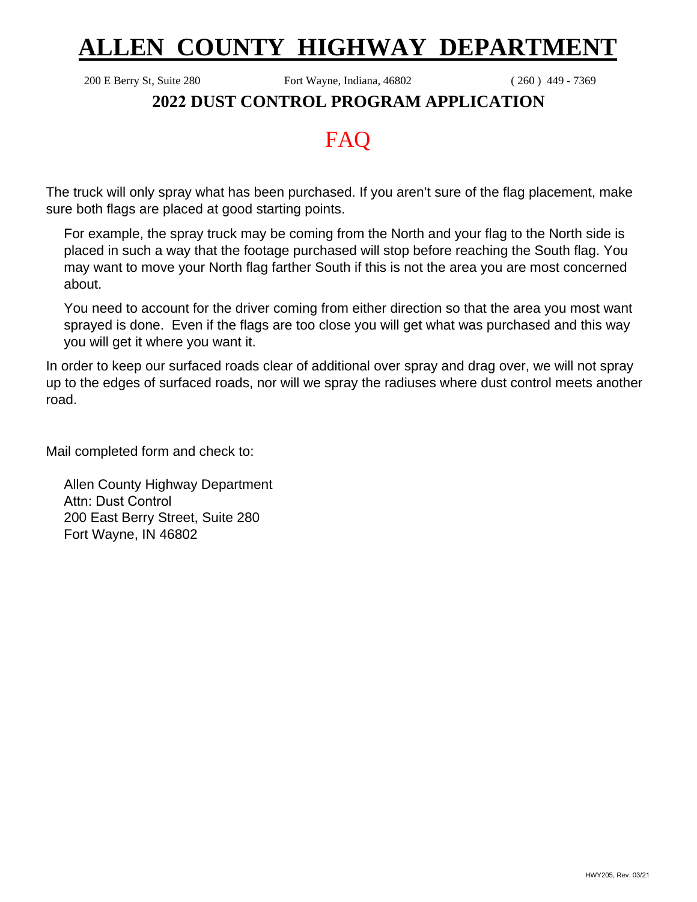# ALLEN COUNTY HIGHWAY DEPARTMENT

200 E Berry St, Suite 280 Fort Wayne, Indiana, 46802 ( 260 ) 449 - 7369

## 2022 DUST CONTROL PROGRAM APPLICATION

## FAQ

The truck will only spray what has been purchased. If you aren't sure of the flag placement, make sure both flags are placed at good starting points.

For example, the spray truck may be coming from the North and your flag to the North side is placed in such a way that the footage purchased will stop before reaching the South flag. You may want to move your North flag farther South if this is not the area you are most concerned about.

You need to account for the driver coming from either direction so that the area you most want sprayed is done. Even if the flags are too close you will get what was purchased and this way you will get it where you want it.

In order to keep our surfaced roads clear of additional over spray and drag over, we will not spray up to the edges of surfaced roads, nor will we spray the radiuses where dust control meets another road.

Mail completed form and check to:

Allen County Highway Department
Attn: Dust Control
200 East Berry Street, Suite 280
Fort Wayne, IN 46802

HWY205, Rev. 03/21